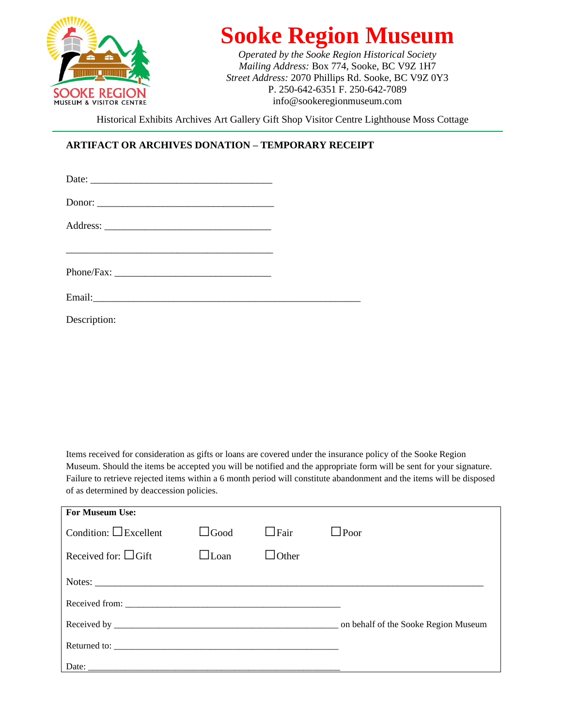# Sooke Region Museum

*Operated by the Sooke Region Historical Society*
*Mailing Address:* Box 774, Sooke, BC V9Z 1H7
*Street Address:* 2070 Phillips Rd. Sooke, BC V9Z 0Y3
P. 250-642-6351 F. 250-642-7089
info@sookeregionmuseum.com

Historical Exhibits Archives Art Gallery Gift Shop Visitor Centre Lighthouse Moss Cottage

**ARTIFACT OR ARCHIVES DONATION – TEMPORARY RECEIPT**

Date: ___________________________________

Donor: __________________________________

Address: ________________________________

_________________________________________

Phone/Fax: ______________________________

Email:___________________________________________________

Description:

Items received for consideration as gifts or loans are covered under the insurance policy of the Sooke Region Museum. Should the items be accepted you will be notified and the appropriate form will be sent for your signature. Failure to retrieve rejected items within a 6 month period will constitute abandonment and the items will be disposed of as determined by deaccession policies.

**For Museum Use:**

Condition: ☐Excellent ☐Good ☐Fair ☐Poor

Received for: ☐Gift ☐Loan ☐Other

Notes: ____________________________________________________________________________

Received from: ____________________________________________

Received by ______________________________________________ on behalf of the Sooke Region Museum

Returned to: ______________________________________________

Date: ____________________________________________________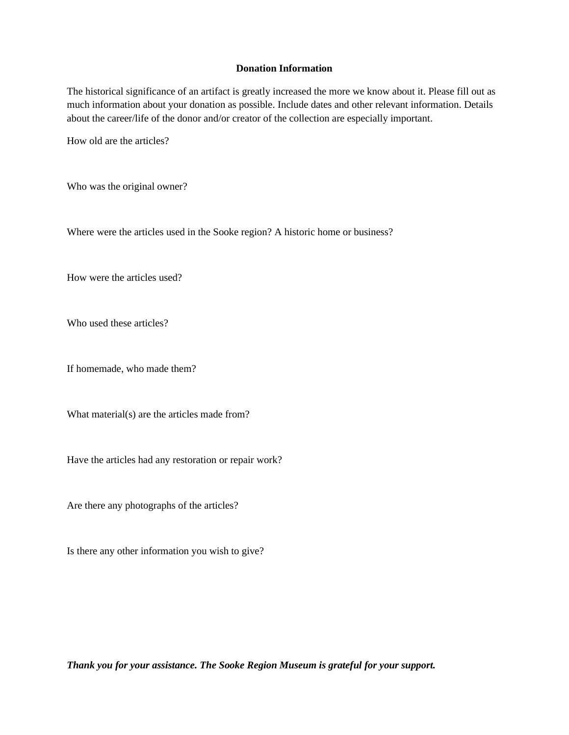**Donation Information**

The historical significance of an artifact is greatly increased the more we know about it. Please fill out as much information about your donation as possible. Include dates and other relevant information. Details about the career/life of the donor and/or creator of the collection are especially important.

How old are the articles?

Who was the original owner?

Where were the articles used in the Sooke region? A historic home or business?

How were the articles used?

Who used these articles?

If homemade, who made them?

What material(s) are the articles made from?

Have the articles had any restoration or repair work?

Are there any photographs of the articles?

Is there any other information you wish to give?

***Thank you for your assistance. The Sooke Region Museum is grateful for your support.***